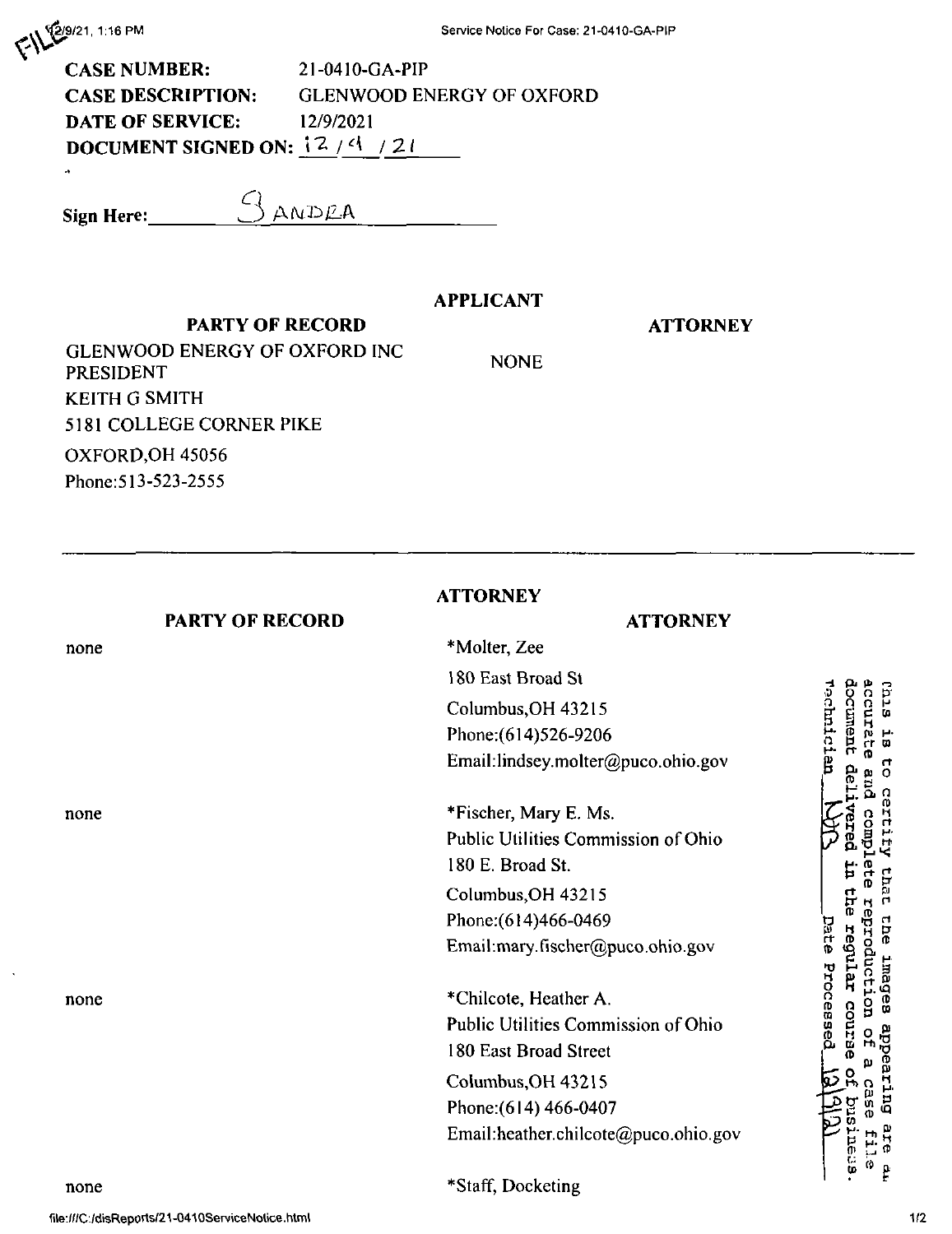FILE

**CASE NUMBER:** 21-0410-GA-PIP
**CASE DESCRIPTION:** GLENWOOD ENERGY OF OXFORD
**DATE OF SERVICE:** 12/9/2021
**DOCUMENT SIGNED ON:** 12 / 9 / 21

**Sign Here:** SANDRA

## APPLICANT

| PARTY OF RECORD | ATTORNEY |
|---|---|
| GLENWOOD ENERGY OF OXFORD INC PRESIDENT<br>KEITH G SMITH<br>5181 COLLEGE CORNER PIKE<br>OXFORD,OH 45056<br>Phone:513-523-2555 | NONE |

## ATTORNEY

| PARTY OF RECORD | ATTORNEY |
|---|---|
| none | *Molter, Zee<br>180 East Broad St<br>Columbus,OH 43215<br>Phone:(614)526-9206<br>Email:lindsey.molter@puco.ohio.gov |
| none | *Fischer, Mary E. Ms.<br>Public Utilities Commission of Ohio<br>180 E. Broad St.<br>Columbus,OH 43215<br>Phone:(614)466-0469<br>Email:mary.fischer@puco.ohio.gov |
| none | *Chilcote, Heather A.<br>Public Utilities Commission of Ohio<br>180 East Broad Street<br>Columbus,OH 43215<br>Phone:(614) 466-0407<br>Email:heather.chilcote@puco.ohio.gov |
| none | *Staff, Docketing |

This is to certify that the images appearing are an accurate and complete reproduction of a case file document delivered in the regular course of business.
Technician ___ Date Processed 12/9/21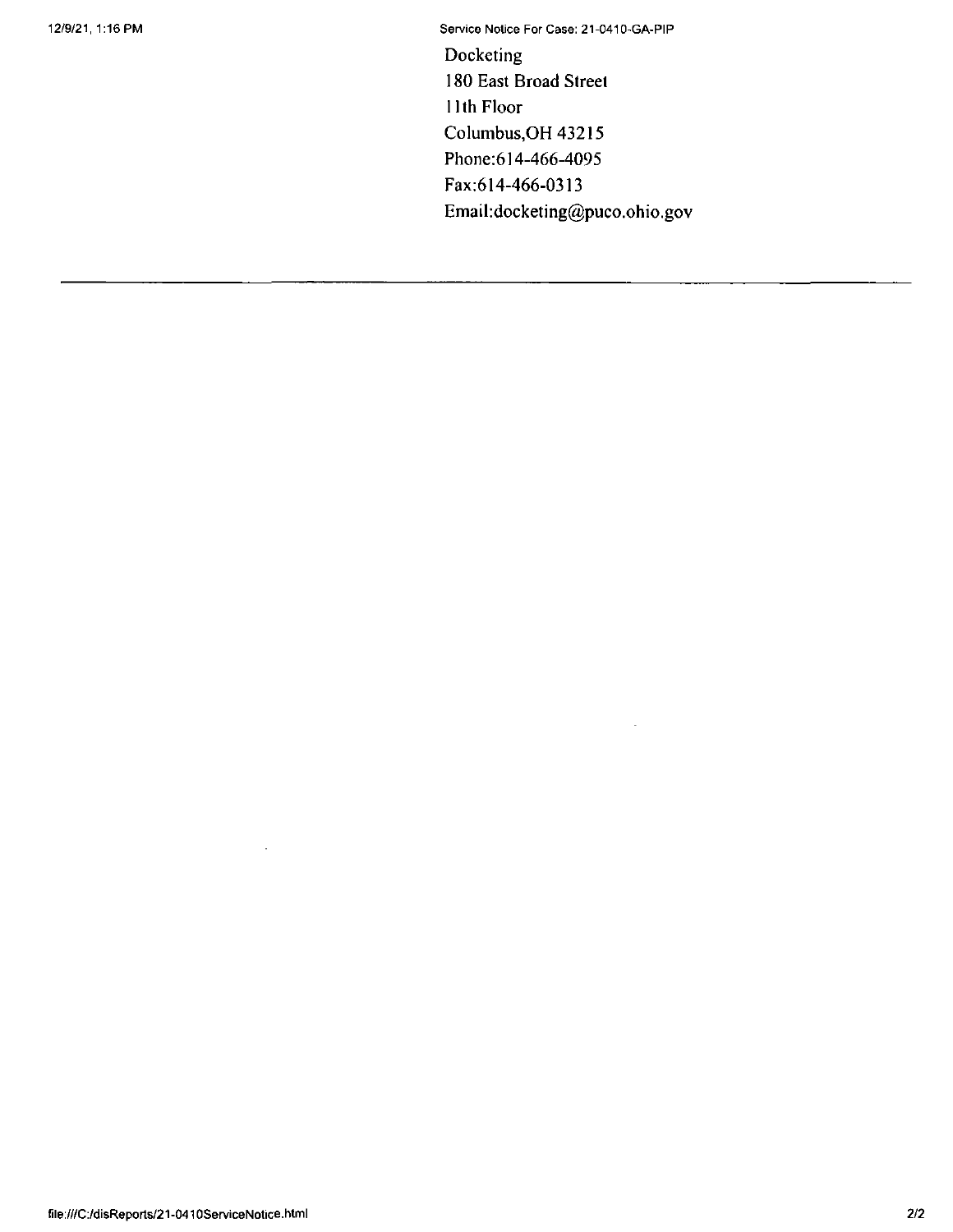Docketing
180 East Broad Street
11th Floor
Columbus,OH 43215
Phone:614-466-4095
Fax:614-466-0313
Email:docketing@puco.ohio.gov

---